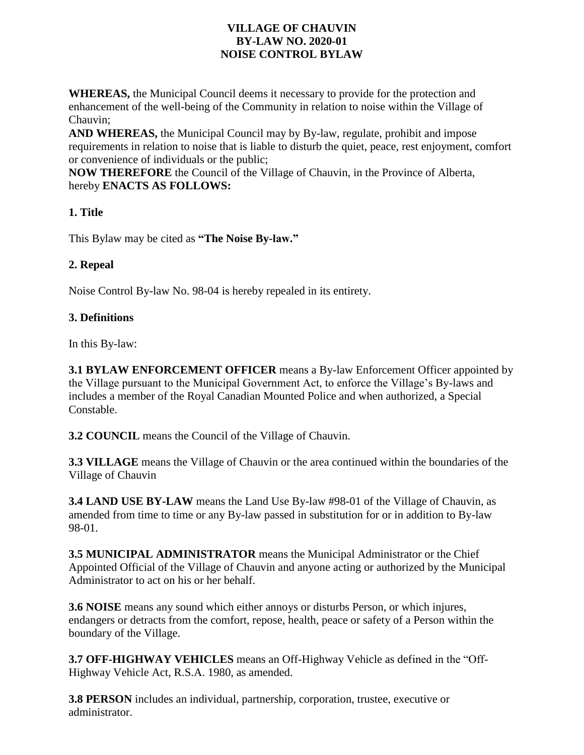# VILLAGE OF CHAUVIN
# BY-LAW NO. 2020-01
# NOISE CONTROL BYLAW

**WHEREAS,** the Municipal Council deems it necessary to provide for the protection and enhancement of the well-being of the Community in relation to noise within the Village of Chauvin;

**AND WHEREAS,** the Municipal Council may by By-law, regulate, prohibit and impose requirements in relation to noise that is liable to disturb the quiet, peace, rest enjoyment, comfort or convenience of individuals or the public;

**NOW THEREFORE** the Council of the Village of Chauvin, in the Province of Alberta, hereby **ENACTS AS FOLLOWS:**

## 1. Title

This Bylaw may be cited as **"The Noise By-law."**

## 2. Repeal

Noise Control By-law No. 98-04 is hereby repealed in its entirety.

## 3. Definitions

In this By-law:

**3.1 BYLAW ENFORCEMENT OFFICER** means a By-law Enforcement Officer appointed by the Village pursuant to the Municipal Government Act, to enforce the Village's By-laws and includes a member of the Royal Canadian Mounted Police and when authorized, a Special Constable.

**3.2 COUNCIL** means the Council of the Village of Chauvin.

**3.3 VILLAGE** means the Village of Chauvin or the area continued within the boundaries of the Village of Chauvin

**3.4 LAND USE BY-LAW** means the Land Use By-law #98-01 of the Village of Chauvin, as amended from time to time or any By-law passed in substitution for or in addition to By-law 98-01.

**3.5 MUNICIPAL ADMINISTRATOR** means the Municipal Administrator or the Chief Appointed Official of the Village of Chauvin and anyone acting or authorized by the Municipal Administrator to act on his or her behalf.

**3.6 NOISE** means any sound which either annoys or disturbs Person, or which injures, endangers or detracts from the comfort, repose, health, peace or safety of a Person within the boundary of the Village.

**3.7 OFF-HIGHWAY VEHICLES** means an Off-Highway Vehicle as defined in the "Off-Highway Vehicle Act, R.S.A. 1980, as amended.

**3.8 PERSON** includes an individual, partnership, corporation, trustee, executive or administrator.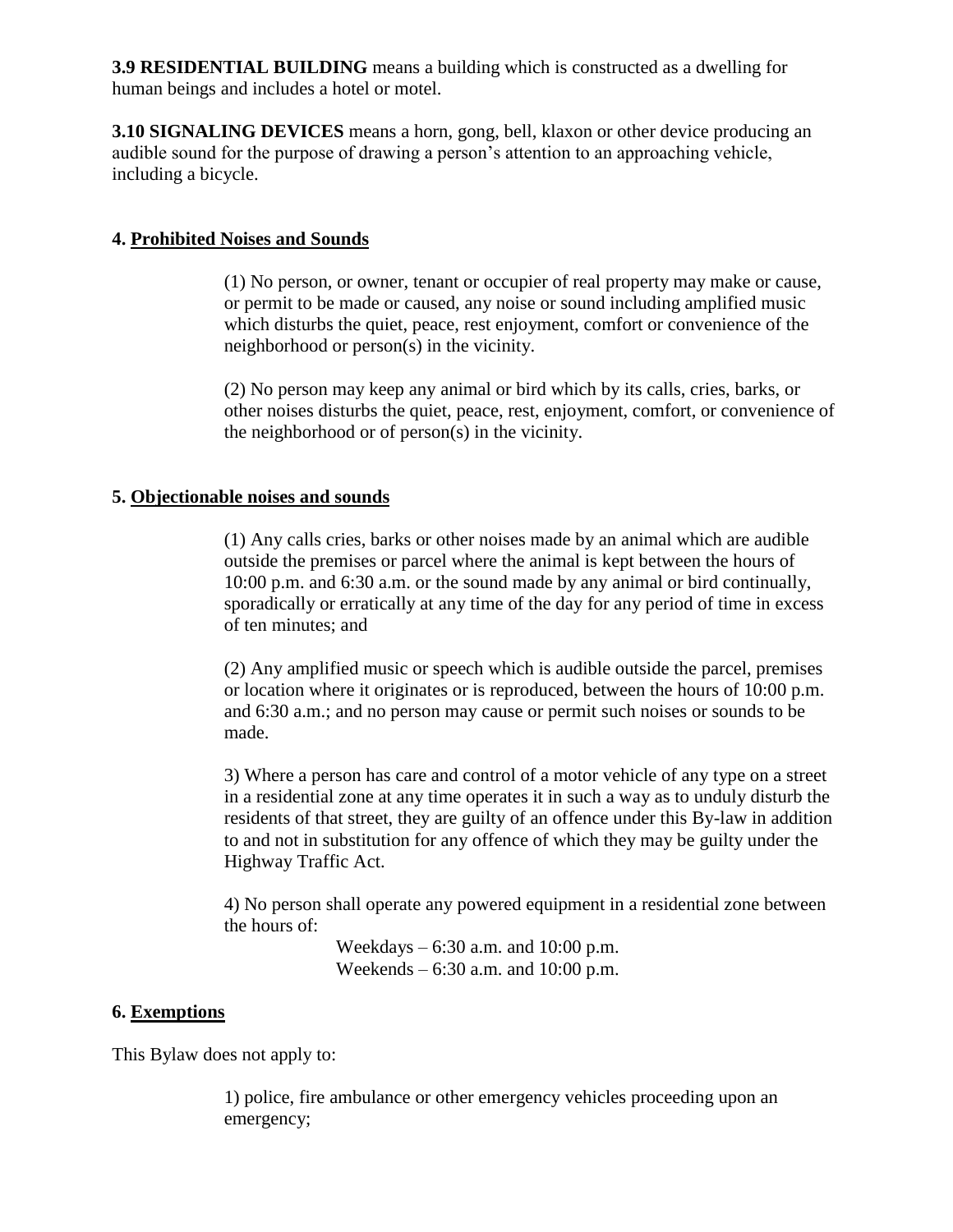**3.9 RESIDENTIAL BUILDING** means a building which is constructed as a dwelling for human beings and includes a hotel or motel.

**3.10 SIGNALING DEVICES** means a horn, gong, bell, klaxon or other device producing an audible sound for the purpose of drawing a person's attention to an approaching vehicle, including a bicycle.

## 4. Prohibited Noises and Sounds

(1) No person, or owner, tenant or occupier of real property may make or cause, or permit to be made or caused, any noise or sound including amplified music which disturbs the quiet, peace, rest enjoyment, comfort or convenience of the neighborhood or person(s) in the vicinity.

(2) No person may keep any animal or bird which by its calls, cries, barks, or other noises disturbs the quiet, peace, rest, enjoyment, comfort, or convenience of the neighborhood or of person(s) in the vicinity.

## 5. Objectionable noises and sounds

(1) Any calls cries, barks or other noises made by an animal which are audible outside the premises or parcel where the animal is kept between the hours of 10:00 p.m. and 6:30 a.m. or the sound made by any animal or bird continually, sporadically or erratically at any time of the day for any period of time in excess of ten minutes; and

(2) Any amplified music or speech which is audible outside the parcel, premises or location where it originates or is reproduced, between the hours of 10:00 p.m. and 6:30 a.m.; and no person may cause or permit such noises or sounds to be made.

3) Where a person has care and control of a motor vehicle of any type on a street in a residential zone at any time operates it in such a way as to unduly disturb the residents of that street, they are guilty of an offence under this By-law in addition to and not in substitution for any offence of which they may be guilty under the Highway Traffic Act.

4) No person shall operate any powered equipment in a residential zone between the hours of:

Weekdays – 6:30 a.m. and 10:00 p.m.
Weekends – 6:30 a.m. and 10:00 p.m.

## 6. Exemptions

This Bylaw does not apply to:

1) police, fire ambulance or other emergency vehicles proceeding upon an emergency;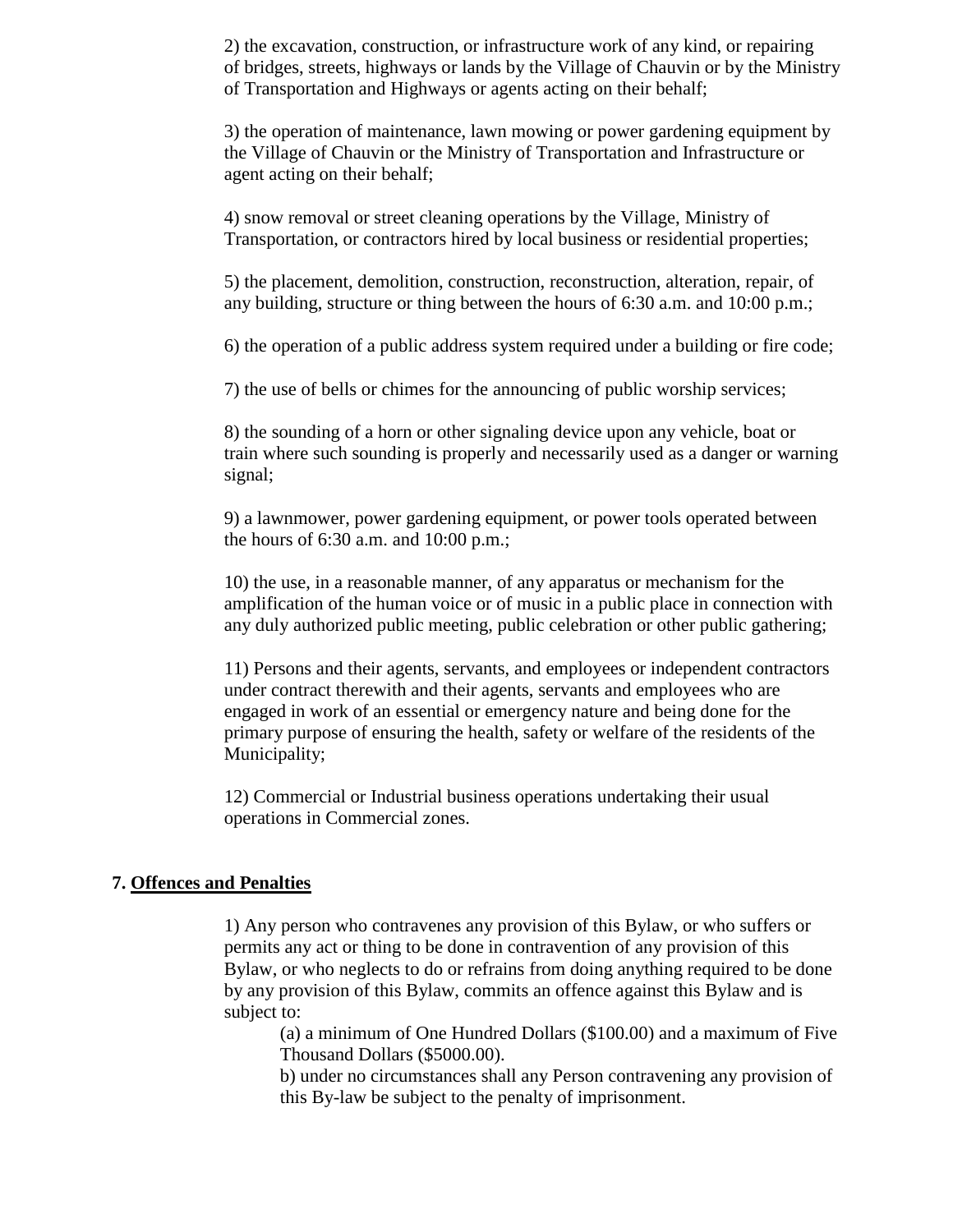2) the excavation, construction, or infrastructure work of any kind, or repairing of bridges, streets, highways or lands by the Village of Chauvin or by the Ministry of Transportation and Highways or agents acting on their behalf;

3) the operation of maintenance, lawn mowing or power gardening equipment by the Village of Chauvin or the Ministry of Transportation and Infrastructure or agent acting on their behalf;

4) snow removal or street cleaning operations by the Village, Ministry of Transportation, or contractors hired by local business or residential properties;

5) the placement, demolition, construction, reconstruction, alteration, repair, of any building, structure or thing between the hours of 6:30 a.m. and 10:00 p.m.;

6) the operation of a public address system required under a building or fire code;

7) the use of bells or chimes for the announcing of public worship services;

8) the sounding of a horn or other signaling device upon any vehicle, boat or train where such sounding is properly and necessarily used as a danger or warning signal;

9) a lawnmower, power gardening equipment, or power tools operated between the hours of 6:30 a.m. and 10:00 p.m.;

10) the use, in a reasonable manner, of any apparatus or mechanism for the amplification of the human voice or of music in a public place in connection with any duly authorized public meeting, public celebration or other public gathering;

11) Persons and their agents, servants, and employees or independent contractors under contract therewith and their agents, servants and employees who are engaged in work of an essential or emergency nature and being done for the primary purpose of ensuring the health, safety or welfare of the residents of the Municipality;

12) Commercial or Industrial business operations undertaking their usual operations in Commercial zones.

## 7. <u>Offences and Penalties</u>

1) Any person who contravenes any provision of this Bylaw, or who suffers or permits any act or thing to be done in contravention of any provision of this Bylaw, or who neglects to do or refrains from doing anything required to be done by any provision of this Bylaw, commits an offence against this Bylaw and is subject to:

(a) a minimum of One Hundred Dollars ($100.00) and a maximum of Five Thousand Dollars ($5000.00).

b) under no circumstances shall any Person contravening any provision of this By-law be subject to the penalty of imprisonment.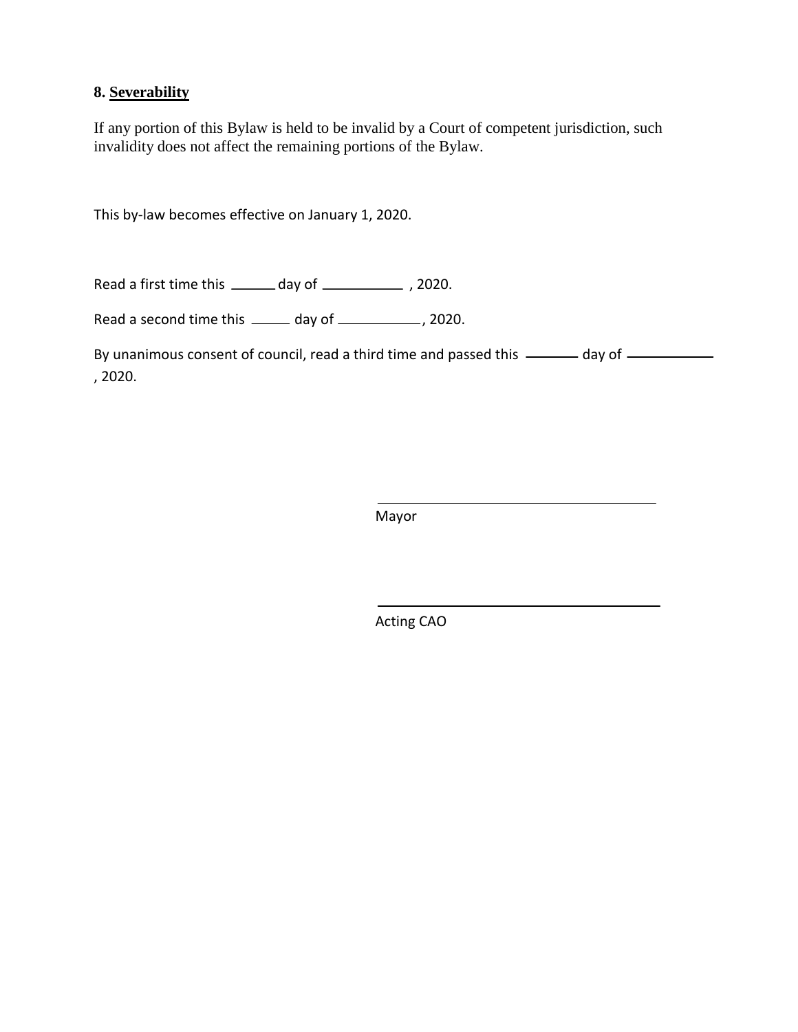## 8. Severability

If any portion of this Bylaw is held to be invalid by a Court of competent jurisdiction, such invalidity does not affect the remaining portions of the Bylaw.

This by-law becomes effective on January 1, 2020.

Read a first time this ______ day of ___________ , 2020.

Read a second time this _____ day of ___________, 2020.

By unanimous consent of council, read a third time and passed this _______ day of ___________, 2020.

______________________________________
Mayor

______________________________________
Acting CAO